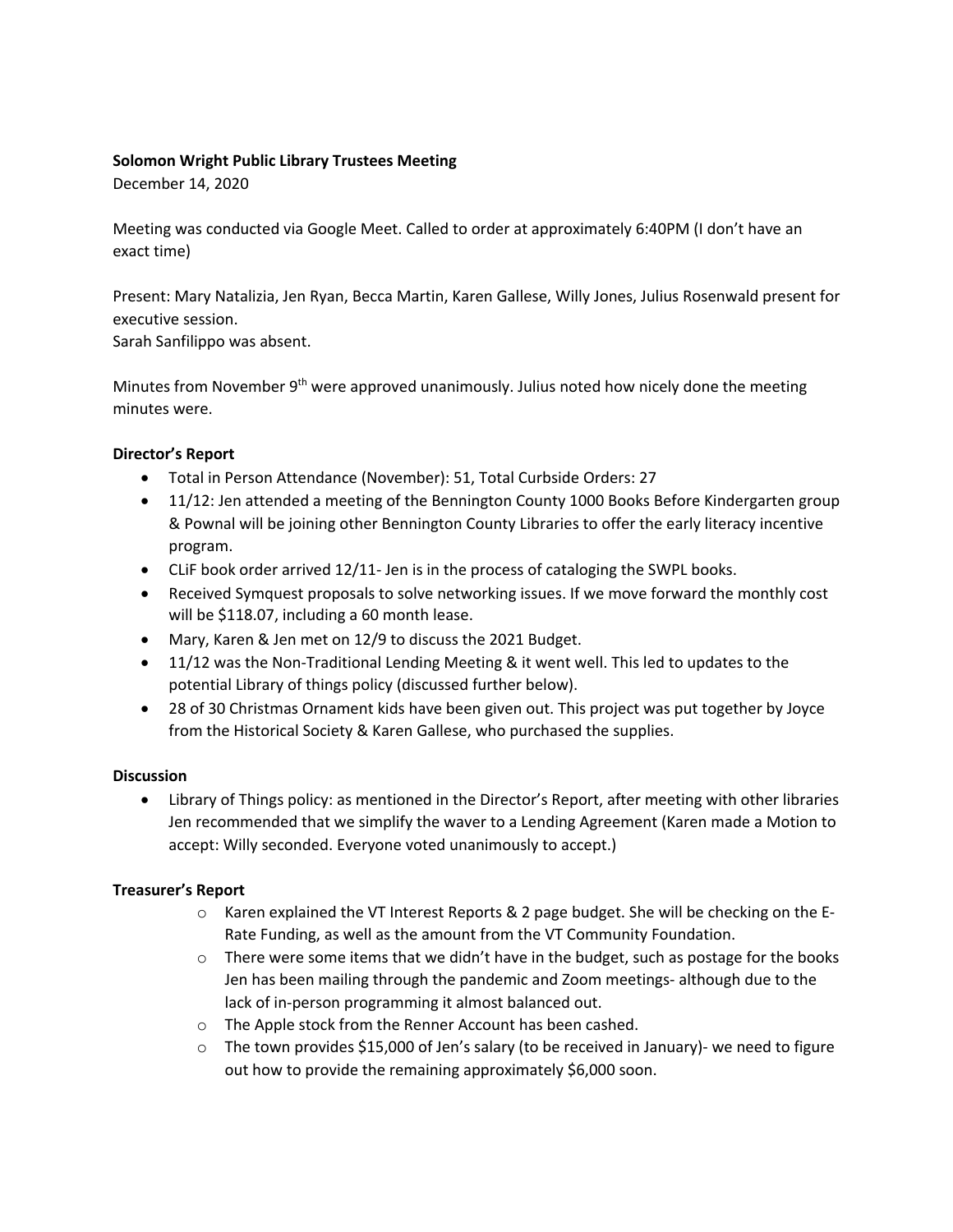**Solomon Wright Public Library Trustees Meeting**

December 14, 2020

Meeting was conducted via Google Meet. Called to order at approximately 6:40PM (I don't have an exact time)

Present: Mary Natalizia, Jen Ryan, Becca Martin, Karen Gallese, Willy Jones, Julius Rosenwald present for executive session.

Sarah Sanfilippo was absent.

Minutes from November 9th were approved unanimously. Julius noted how nicely done the meeting minutes were.

**Director's Report**

- Total in Person Attendance (November): 51, Total Curbside Orders: 27
- 11/12: Jen attended a meeting of the Bennington County 1000 Books Before Kindergarten group & Pownal will be joining other Bennington County Libraries to offer the early literacy incentive program.
- CLiF book order arrived 12/11- Jen is in the process of cataloging the SWPL books.
- Received Symquest proposals to solve networking issues. If we move forward the monthly cost will be $118.07, including a 60 month lease.
- Mary, Karen & Jen met on 12/9 to discuss the 2021 Budget.
- 11/12 was the Non-Traditional Lending Meeting & it went well. This led to updates to the potential Library of things policy (discussed further below).
- 28 of 30 Christmas Ornament kids have been given out. This project was put together by Joyce from the Historical Society & Karen Gallese, who purchased the supplies.

**Discussion**

- Library of Things policy: as mentioned in the Director's Report, after meeting with other libraries Jen recommended that we simplify the waver to a Lending Agreement (Karen made a Motion to accept: Willy seconded. Everyone voted unanimously to accept.)

**Treasurer's Report**

- Karen explained the VT Interest Reports & 2 page budget. She will be checking on the E-Rate Funding, as well as the amount from the VT Community Foundation.
- There were some items that we didn't have in the budget, such as postage for the books Jen has been mailing through the pandemic and Zoom meetings- although due to the lack of in-person programming it almost balanced out.
- The Apple stock from the Renner Account has been cashed.
- The town provides $15,000 of Jen's salary (to be received in January)- we need to figure out how to provide the remaining approximately $6,000 soon.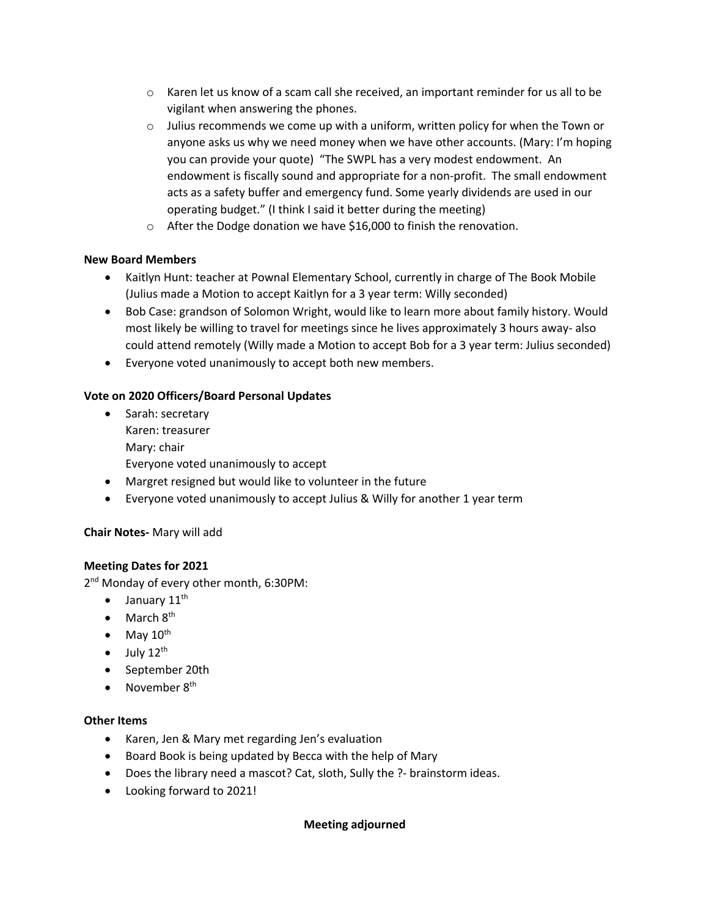- Karen let us know of a scam call she received, an important reminder for us all to be vigilant when answering the phones.
    - Julius recommends we come up with a uniform, written policy for when the Town or anyone asks us why we need money when we have other accounts. (Mary: I'm hoping you can provide your quote) "The SWPL has a very modest endowment. An endowment is fiscally sound and appropriate for a non-profit. The small endowment acts as a safety buffer and emergency fund. Some yearly dividends are used in our operating budget." (I think I said it better during the meeting)
    - After the Dodge donation we have $16,000 to finish the renovation.

**New Board Members**

- Kaitlyn Hunt: teacher at Pownal Elementary School, currently in charge of The Book Mobile (Julius made a Motion to accept Kaitlyn for a 3 year term: Willy seconded)
- Bob Case: grandson of Solomon Wright, would like to learn more about family history. Would most likely be willing to travel for meetings since he lives approximately 3 hours away- also could attend remotely (Willy made a Motion to accept Bob for a 3 year term: Julius seconded)
- Everyone voted unanimously to accept both new members.

**Vote on 2020 Officers/Board Personal Updates**

- Sarah: secretary
  Karen: treasurer
  Mary: chair
  Everyone voted unanimously to accept
- Margret resigned but would like to volunteer in the future
- Everyone voted unanimously to accept Julius & Willy for another 1 year term

**Chair Notes-** Mary will add

**Meeting Dates for 2021**

2nd Monday of every other month, 6:30PM:

- January 11th
- March 8th
- May 10th
- July 12th
- September 20th
- November 8th

**Other Items**

- Karen, Jen & Mary met regarding Jen's evaluation
- Board Book is being updated by Becca with the help of Mary
- Does the library need a mascot? Cat, sloth, Sully the ?- brainstorm ideas.
- Looking forward to 2021!

**Meeting adjourned**